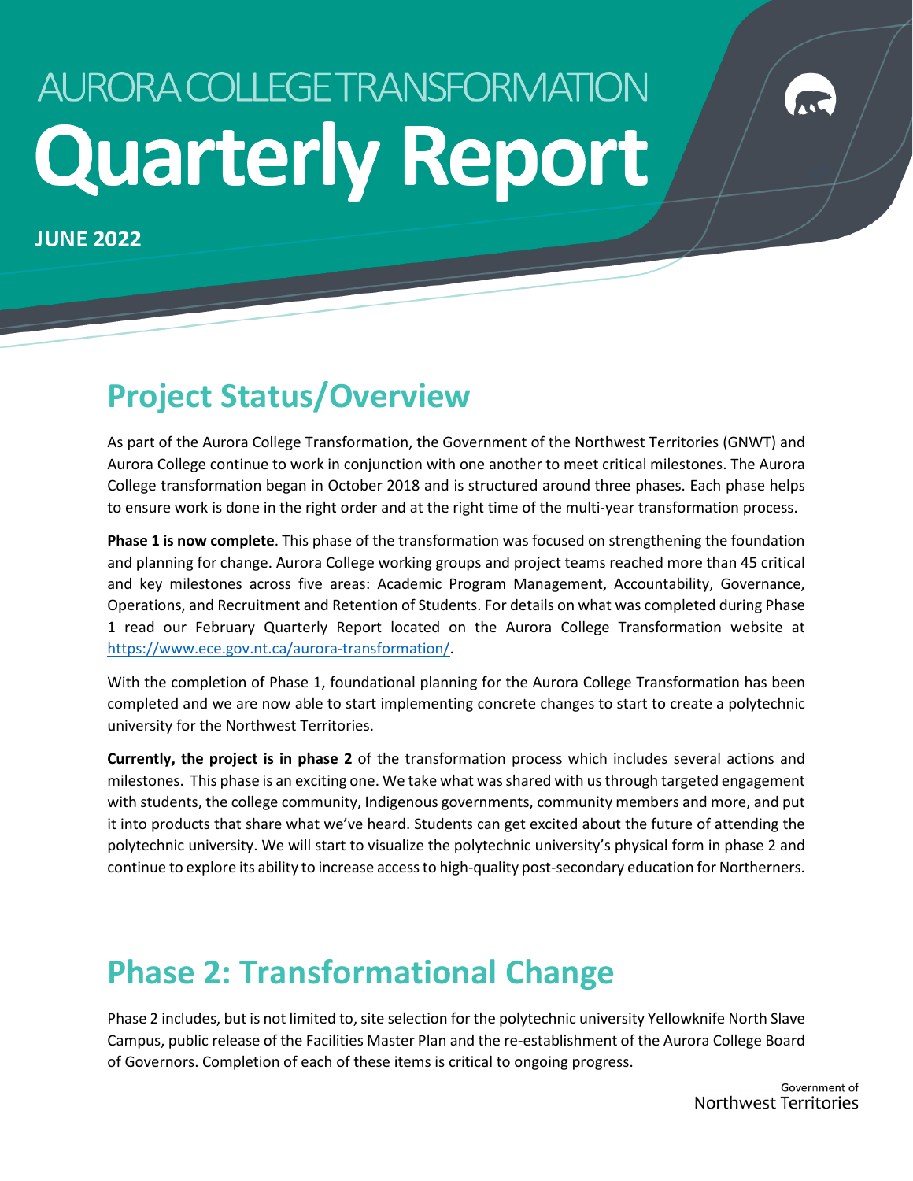AURORA COLLEGE TRANSFORMATION

# Quarterly Report

**JUNE 2022**

## Project Status/Overview

As part of the Aurora College Transformation, the Government of the Northwest Territories (GNWT) and Aurora College continue to work in conjunction with one another to meet critical milestones. The Aurora College transformation began in October 2018 and is structured around three phases. Each phase helps to ensure work is done in the right order and at the right time of the multi-year transformation process.

**Phase 1 is now complete**. This phase of the transformation was focused on strengthening the foundation and planning for change. Aurora College working groups and project teams reached more than 45 critical and key milestones across five areas: Academic Program Management, Accountability, Governance, Operations, and Recruitment and Retention of Students. For details on what was completed during Phase 1 read our February Quarterly Report located on the Aurora College Transformation website at https://www.ece.gov.nt.ca/aurora-transformation/.

With the completion of Phase 1, foundational planning for the Aurora College Transformation has been completed and we are now able to start implementing concrete changes to start to create a polytechnic university for the Northwest Territories.

**Currently, the project is in phase 2** of the transformation process which includes several actions and milestones. This phase is an exciting one. We take what was shared with us through targeted engagement with students, the college community, Indigenous governments, community members and more, and put it into products that share what we've heard. Students can get excited about the future of attending the polytechnic university. We will start to visualize the polytechnic university's physical form in phase 2 and continue to explore its ability to increase access to high-quality post-secondary education for Northerners.

## Phase 2: Transformational Change

Phase 2 includes, but is not limited to, site selection for the polytechnic university Yellowknife North Slave Campus, public release of the Facilities Master Plan and the re-establishment of the Aurora College Board of Governors. Completion of each of these items is critical to ongoing progress.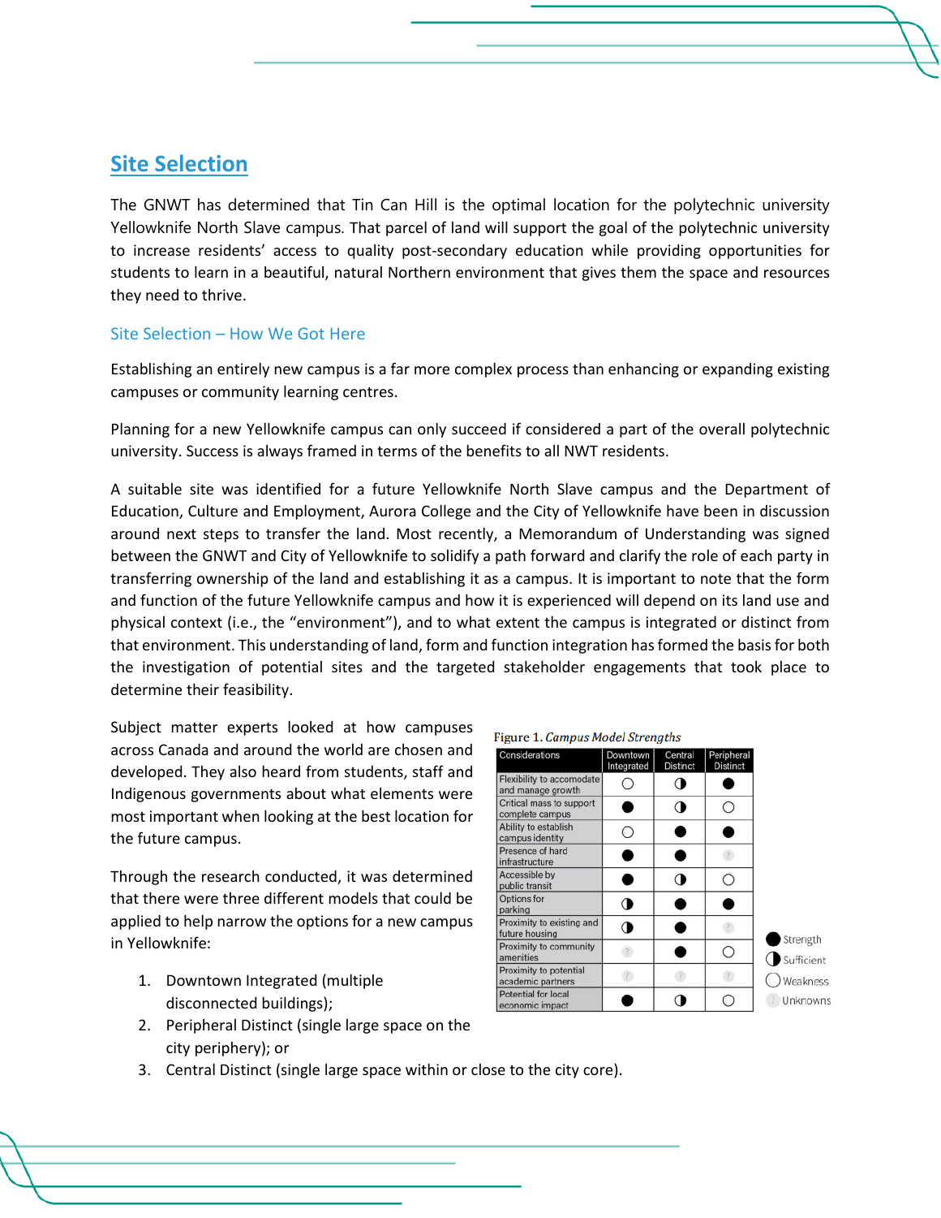## Site Selection

The GNWT has determined that Tin Can Hill is the optimal location for the polytechnic university Yellowknife North Slave campus. That parcel of land will support the goal of the polytechnic university to increase residents' access to quality post-secondary education while providing opportunities for students to learn in a beautiful, natural Northern environment that gives them the space and resources they need to thrive.

### Site Selection – How We Got Here

Establishing an entirely new campus is a far more complex process than enhancing or expanding existing campuses or community learning centres.

Planning for a new Yellowknife campus can only succeed if considered a part of the overall polytechnic university. Success is always framed in terms of the benefits to all NWT residents.

A suitable site was identified for a future Yellowknife North Slave campus and the Department of Education, Culture and Employment, Aurora College and the City of Yellowknife have been in discussion around next steps to transfer the land. Most recently, a Memorandum of Understanding was signed between the GNWT and City of Yellowknife to solidify a path forward and clarify the role of each party in transferring ownership of the land and establishing it as a campus. It is important to note that the form and function of the future Yellowknife campus and how it is experienced will depend on its land use and physical context (i.e., the "environment"), and to what extent the campus is integrated or distinct from that environment. This understanding of land, form and function integration has formed the basis for both the investigation of potential sites and the targeted stakeholder engagements that took place to determine their feasibility.

Subject matter experts looked at how campuses across Canada and around the world are chosen and developed. They also heard from students, staff and Indigenous governments about what elements were most important when looking at the best location for the future campus.

Through the research conducted, it was determined that there were three different models that could be applied to help narrow the options for a new campus in Yellowknife:

1. Downtown Integrated (multiple disconnected buildings);
2. Peripheral Distinct (single large space on the city periphery); or
3. Central Distinct (single large space within or close to the city core).

**Figure 1.** *Campus Model Strengths*

| Considerations | Downtown Integrated | Central Distinct | Peripheral Distinct |
|---|---|---|---|
| Flexibility to accomodate and manage growth | Weakness | Sufficient | Strength |
| Critical mass to support complete campus | Strength | Sufficient | Weakness |
| Ability to establish campus identity | Weakness | Strength | Strength |
| Presence of hard infrastructure | Strength | Strength | Unknown |
| Accessible by public transit | Strength | Sufficient | Weakness |
| Options for parking | Sufficient | Strength | Strength |
| Proximity to existing and future housing | Sufficient | Strength | Unknown |
| Proximity to community amenities | Unknown | Strength | Weakness |
| Proximity to potential academic partners | Unknown | Unknown | Unknown |
| Potential for local economic impact | Strength | Sufficient | Weakness |

Legend: ● Strength; ◑ Sufficient; ○ Weakness; ? Unknowns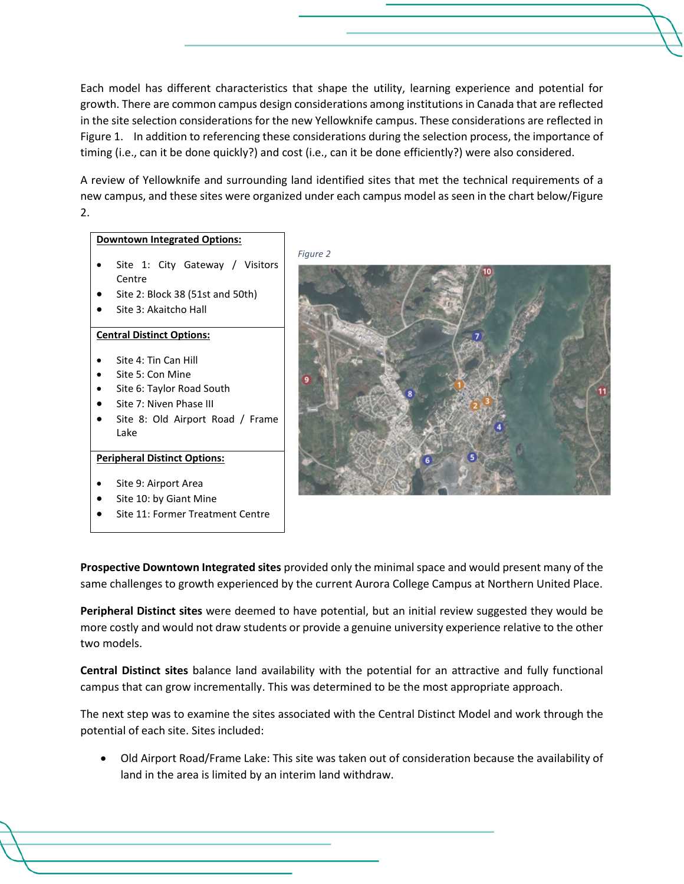Each model has different characteristics that shape the utility, learning experience and potential for growth. There are common campus design considerations among institutions in Canada that are reflected in the site selection considerations for the new Yellowknife campus. These considerations are reflected in Figure 1. In addition to referencing these considerations during the selection process, the importance of timing (i.e., can it be done quickly?) and cost (i.e., can it be done efficiently?) were also considered.

A review of Yellowknife and surrounding land identified sites that met the technical requirements of a new campus, and these sites were organized under each campus model as seen in the chart below/Figure 2.

**Downtown Integrated Options:**

- Site 1: City Gateway / Visitors Centre
- Site 2: Block 38 (51st and 50th)
- Site 3: Akaitcho Hall

**Central Distinct Options:**

- Site 4: Tin Can Hill
- Site 5: Con Mine
- Site 6: Taylor Road South
- Site 7: Niven Phase III
- Site 8: Old Airport Road / Frame Lake

**Peripheral Distinct Options:**

- Site 9: Airport Area
- Site 10: by Giant Mine
- Site 11: Former Treatment Centre

*Figure 2*

**Prospective Downtown Integrated sites** provided only the minimal space and would present many of the same challenges to growth experienced by the current Aurora College Campus at Northern United Place.

**Peripheral Distinct sites** were deemed to have potential, but an initial review suggested they would be more costly and would not draw students or provide a genuine university experience relative to the other two models.

**Central Distinct sites** balance land availability with the potential for an attractive and fully functional campus that can grow incrementally. This was determined to be the most appropriate approach.

The next step was to examine the sites associated with the Central Distinct Model and work through the potential of each site. Sites included:

- Old Airport Road/Frame Lake: This site was taken out of consideration because the availability of land in the area is limited by an interim land withdraw.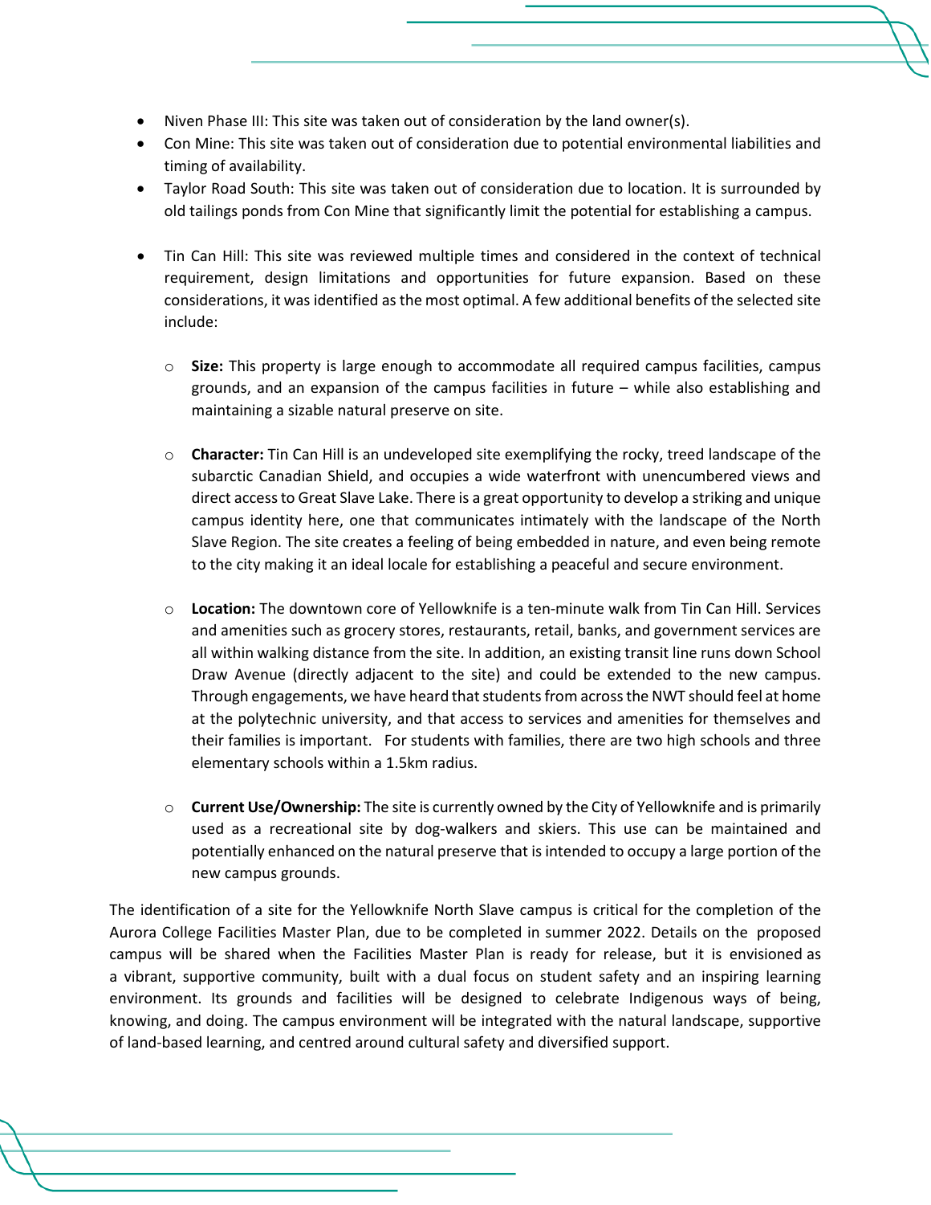- Niven Phase III: This site was taken out of consideration by the land owner(s).
- Con Mine: This site was taken out of consideration due to potential environmental liabilities and timing of availability.
- Taylor Road South: This site was taken out of consideration due to location. It is surrounded by old tailings ponds from Con Mine that significantly limit the potential for establishing a campus.

- Tin Can Hill: This site was reviewed multiple times and considered in the context of technical requirement, design limitations and opportunities for future expansion. Based on these considerations, it was identified as the most optimal. A few additional benefits of the selected site include:

  - **Size:** This property is large enough to accommodate all required campus facilities, campus grounds, and an expansion of the campus facilities in future – while also establishing and maintaining a sizable natural preserve on site.

  - **Character:** Tin Can Hill is an undeveloped site exemplifying the rocky, treed landscape of the subarctic Canadian Shield, and occupies a wide waterfront with unencumbered views and direct access to Great Slave Lake. There is a great opportunity to develop a striking and unique campus identity here, one that communicates intimately with the landscape of the North Slave Region. The site creates a feeling of being embedded in nature, and even being remote to the city making it an ideal locale for establishing a peaceful and secure environment.

  - **Location:** The downtown core of Yellowknife is a ten-minute walk from Tin Can Hill. Services and amenities such as grocery stores, restaurants, retail, banks, and government services are all within walking distance from the site. In addition, an existing transit line runs down School Draw Avenue (directly adjacent to the site) and could be extended to the new campus. Through engagements, we have heard that students from across the NWT should feel at home at the polytechnic university, and that access to services and amenities for themselves and their families is important. For students with families, there are two high schools and three elementary schools within a 1.5km radius.

  - **Current Use/Ownership:** The site is currently owned by the City of Yellowknife and is primarily used as a recreational site by dog-walkers and skiers. This use can be maintained and potentially enhanced on the natural preserve that is intended to occupy a large portion of the new campus grounds.

The identification of a site for the Yellowknife North Slave campus is critical for the completion of the Aurora College Facilities Master Plan, due to be completed in summer 2022. Details on the proposed campus will be shared when the Facilities Master Plan is ready for release, but it is envisioned as a vibrant, supportive community, built with a dual focus on student safety and an inspiring learning environment. Its grounds and facilities will be designed to celebrate Indigenous ways of being, knowing, and doing. The campus environment will be integrated with the natural landscape, supportive of land-based learning, and centred around cultural safety and diversified support.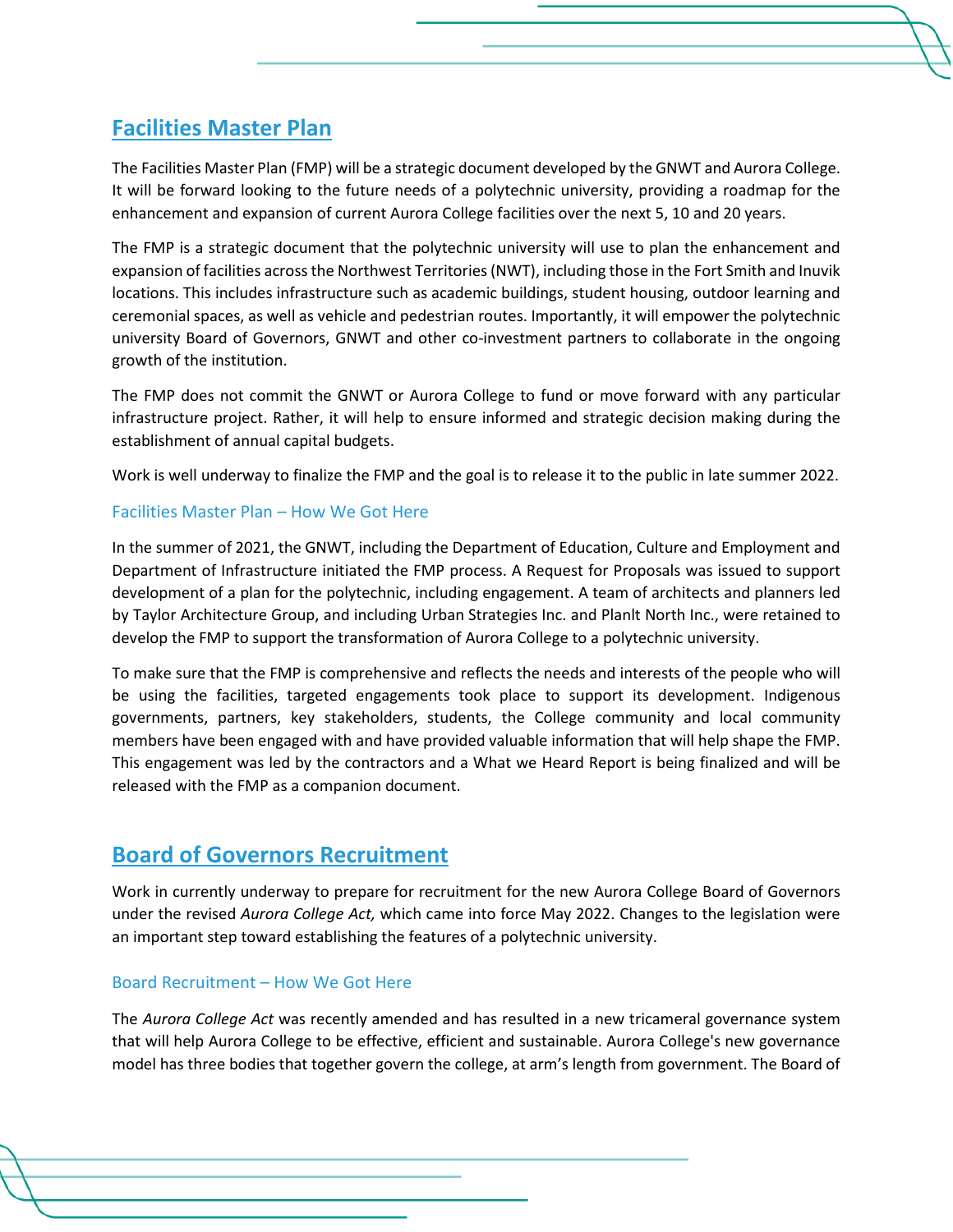## Facilities Master Plan

The Facilities Master Plan (FMP) will be a strategic document developed by the GNWT and Aurora College. It will be forward looking to the future needs of a polytechnic university, providing a roadmap for the enhancement and expansion of current Aurora College facilities over the next 5, 10 and 20 years.

The FMP is a strategic document that the polytechnic university will use to plan the enhancement and expansion of facilities across the Northwest Territories (NWT), including those in the Fort Smith and Inuvik locations. This includes infrastructure such as academic buildings, student housing, outdoor learning and ceremonial spaces, as well as vehicle and pedestrian routes. Importantly, it will empower the polytechnic university Board of Governors, GNWT and other co-investment partners to collaborate in the ongoing growth of the institution.

The FMP does not commit the GNWT or Aurora College to fund or move forward with any particular infrastructure project. Rather, it will help to ensure informed and strategic decision making during the establishment of annual capital budgets.

Work is well underway to finalize the FMP and the goal is to release it to the public in late summer 2022.

### Facilities Master Plan – How We Got Here

In the summer of 2021, the GNWT, including the Department of Education, Culture and Employment and Department of Infrastructure initiated the FMP process. A Request for Proposals was issued to support development of a plan for the polytechnic, including engagement. A team of architects and planners led by Taylor Architecture Group, and including Urban Strategies Inc. and Planlt North Inc., were retained to develop the FMP to support the transformation of Aurora College to a polytechnic university.

To make sure that the FMP is comprehensive and reflects the needs and interests of the people who will be using the facilities, targeted engagements took place to support its development. Indigenous governments, partners, key stakeholders, students, the College community and local community members have been engaged with and have provided valuable information that will help shape the FMP. This engagement was led by the contractors and a What we Heard Report is being finalized and will be released with the FMP as a companion document.

## Board of Governors Recruitment

Work in currently underway to prepare for recruitment for the new Aurora College Board of Governors under the revised *Aurora College Act,* which came into force May 2022. Changes to the legislation were an important step toward establishing the features of a polytechnic university.

### Board Recruitment – How We Got Here

The *Aurora College Act* was recently amended and has resulted in a new tricameral governance system that will help Aurora College to be effective, efficient and sustainable. Aurora College's new governance model has three bodies that together govern the college, at arm's length from government. The Board of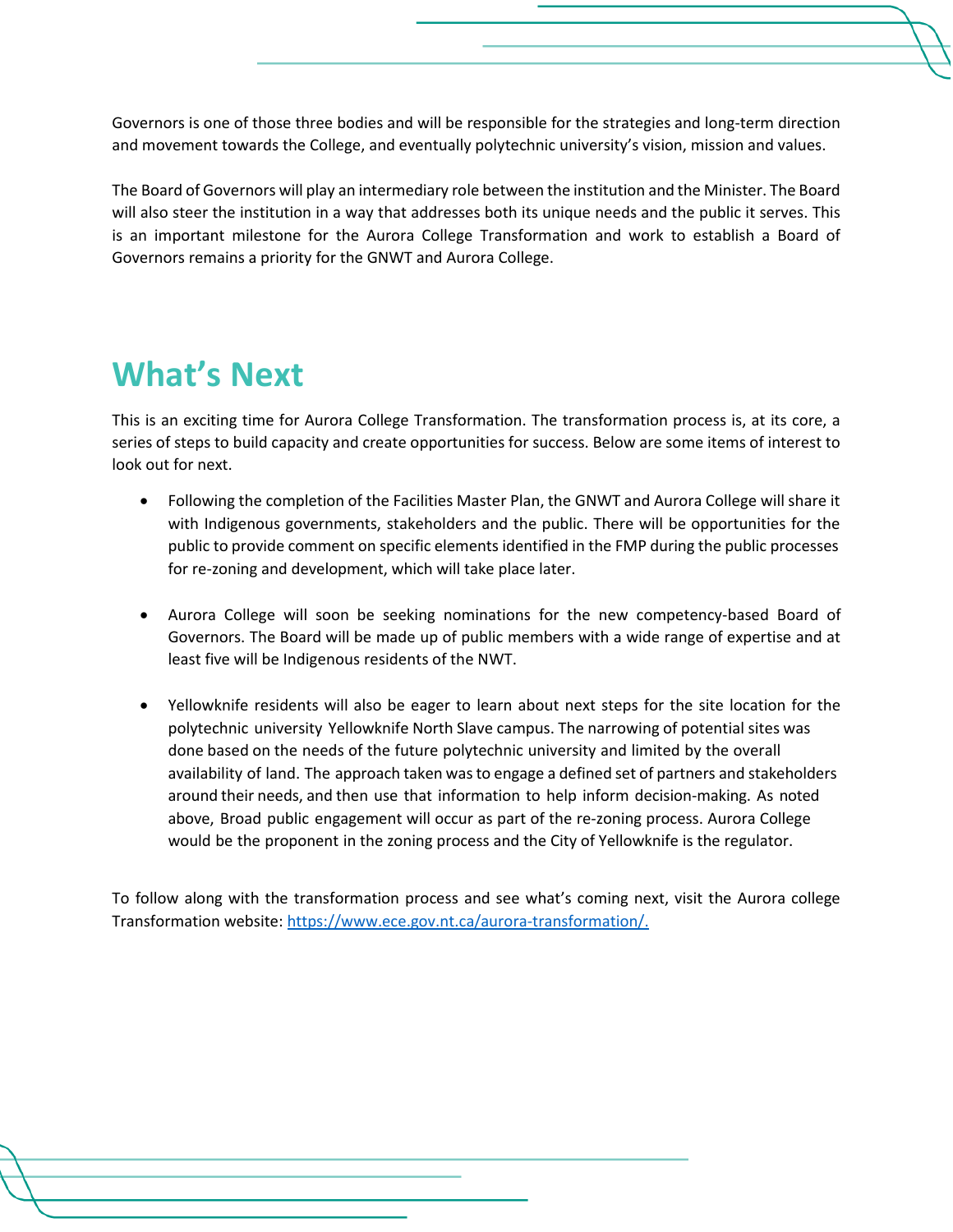Governors is one of those three bodies and will be responsible for the strategies and long-term direction and movement towards the College, and eventually polytechnic university's vision, mission and values.

The Board of Governors will play an intermediary role between the institution and the Minister. The Board will also steer the institution in a way that addresses both its unique needs and the public it serves. This is an important milestone for the Aurora College Transformation and work to establish a Board of Governors remains a priority for the GNWT and Aurora College.

# What's Next

This is an exciting time for Aurora College Transformation. The transformation process is, at its core, a series of steps to build capacity and create opportunities for success. Below are some items of interest to look out for next.

- Following the completion of the Facilities Master Plan, the GNWT and Aurora College will share it with Indigenous governments, stakeholders and the public. There will be opportunities for the public to provide comment on specific elements identified in the FMP during the public processes for re-zoning and development, which will take place later.

- Aurora College will soon be seeking nominations for the new competency-based Board of Governors. The Board will be made up of public members with a wide range of expertise and at least five will be Indigenous residents of the NWT.

- Yellowknife residents will also be eager to learn about next steps for the site location for the polytechnic university Yellowknife North Slave campus. The narrowing of potential sites was done based on the needs of the future polytechnic university and limited by the overall availability of land. The approach taken was to engage a defined set of partners and stakeholders around their needs, and then use that information to help inform decision-making. As noted above, Broad public engagement will occur as part of the re-zoning process. Aurora College would be the proponent in the zoning process and the City of Yellowknife is the regulator.

To follow along with the transformation process and see what's coming next, visit the Aurora college Transformation website: [https://www.ece.gov.nt.ca/aurora-transformation/.](https://www.ece.gov.nt.ca/aurora-transformation/)